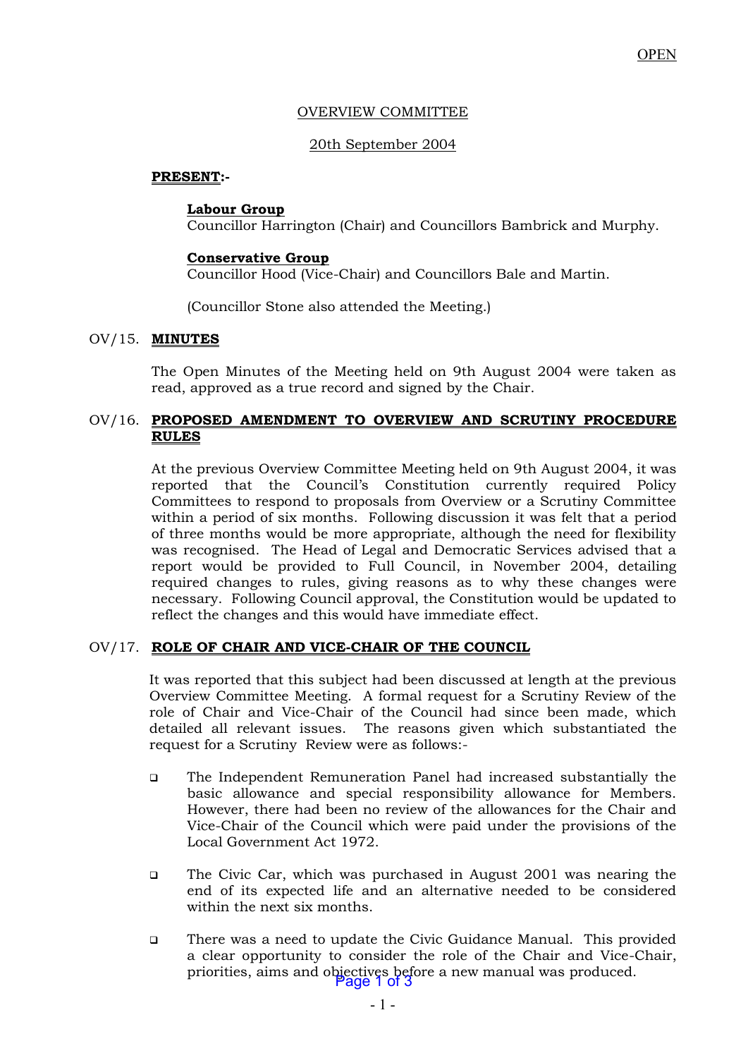OPEN

OVERVIEW COMMITTEE

20th September 2004

**PRESENT:-**

**Labour Group**
Councillor Harrington (Chair) and Councillors Bambrick and Murphy.

**Conservative Group**
Councillor Hood (Vice-Chair) and Councillors Bale and Martin.

(Councillor Stone also attended the Meeting.)

## OV/15. MINUTES

The Open Minutes of the Meeting held on 9th August 2004 were taken as read, approved as a true record and signed by the Chair.

## OV/16. PROPOSED AMENDMENT TO OVERVIEW AND SCRUTINY PROCEDURE RULES

At the previous Overview Committee Meeting held on 9th August 2004, it was reported that the Council's Constitution currently required Policy Committees to respond to proposals from Overview or a Scrutiny Committee within a period of six months. Following discussion it was felt that a period of three months would be more appropriate, although the need for flexibility was recognised. The Head of Legal and Democratic Services advised that a report would be provided to Full Council, in November 2004, detailing required changes to rules, giving reasons as to why these changes were necessary. Following Council approval, the Constitution would be updated to reflect the changes and this would have immediate effect.

## OV/17. ROLE OF CHAIR AND VICE-CHAIR OF THE COUNCIL

It was reported that this subject had been discussed at length at the previous Overview Committee Meeting. A formal request for a Scrutiny Review of the role of Chair and Vice-Chair of the Council had since been made, which detailed all relevant issues. The reasons given which substantiated the request for a Scrutiny Review were as follows:-

- The Independent Remuneration Panel had increased substantially the basic allowance and special responsibility allowance for Members. However, there had been no review of the allowances for the Chair and Vice-Chair of the Council which were paid under the provisions of the Local Government Act 1972.

- The Civic Car, which was purchased in August 2001 was nearing the end of its expected life and an alternative needed to be considered within the next six months.

- There was a need to update the Civic Guidance Manual. This provided a clear opportunity to consider the role of the Chair and Vice-Chair, priorities, aims and objectives before a new manual was produced.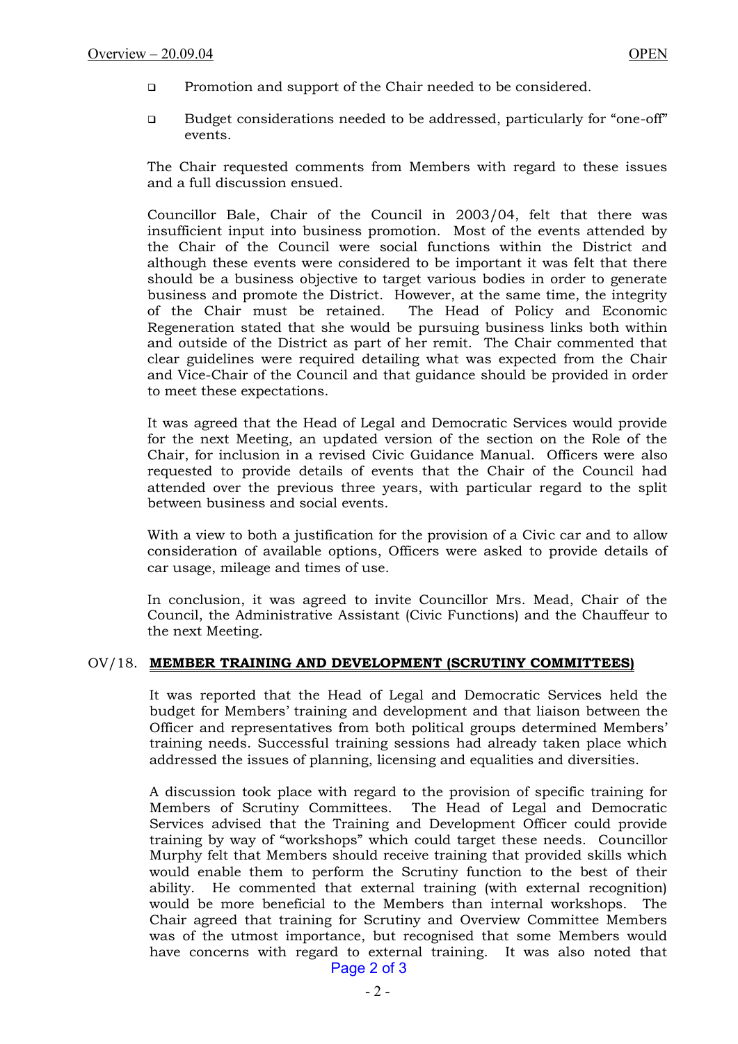- Promotion and support of the Chair needed to be considered.
- Budget considerations needed to be addressed, particularly for "one-off" events.

The Chair requested comments from Members with regard to these issues and a full discussion ensued.

Councillor Bale, Chair of the Council in 2003/04, felt that there was insufficient input into business promotion. Most of the events attended by the Chair of the Council were social functions within the District and although these events were considered to be important it was felt that there should be a business objective to target various bodies in order to generate business and promote the District. However, at the same time, the integrity of the Chair must be retained. The Head of Policy and Economic Regeneration stated that she would be pursuing business links both within and outside of the District as part of her remit. The Chair commented that clear guidelines were required detailing what was expected from the Chair and Vice-Chair of the Council and that guidance should be provided in order to meet these expectations.

It was agreed that the Head of Legal and Democratic Services would provide for the next Meeting, an updated version of the section on the Role of the Chair, for inclusion in a revised Civic Guidance Manual. Officers were also requested to provide details of events that the Chair of the Council had attended over the previous three years, with particular regard to the split between business and social events.

With a view to both a justification for the provision of a Civic car and to allow consideration of available options, Officers were asked to provide details of car usage, mileage and times of use.

In conclusion, it was agreed to invite Councillor Mrs. Mead, Chair of the Council, the Administrative Assistant (Civic Functions) and the Chauffeur to the next Meeting.

## OV/18. MEMBER TRAINING AND DEVELOPMENT (SCRUTINY COMMITTEES)

It was reported that the Head of Legal and Democratic Services held the budget for Members' training and development and that liaison between the Officer and representatives from both political groups determined Members' training needs. Successful training sessions had already taken place which addressed the issues of planning, licensing and equalities and diversities.

A discussion took place with regard to the provision of specific training for Members of Scrutiny Committees. The Head of Legal and Democratic Services advised that the Training and Development Officer could provide training by way of "workshops" which could target these needs. Councillor Murphy felt that Members should receive training that provided skills which would enable them to perform the Scrutiny function to the best of their ability. He commented that external training (with external recognition) would be more beneficial to the Members than internal workshops. The Chair agreed that training for Scrutiny and Overview Committee Members was of the utmost importance, but recognised that some Members would have concerns with regard to external training. It was also noted that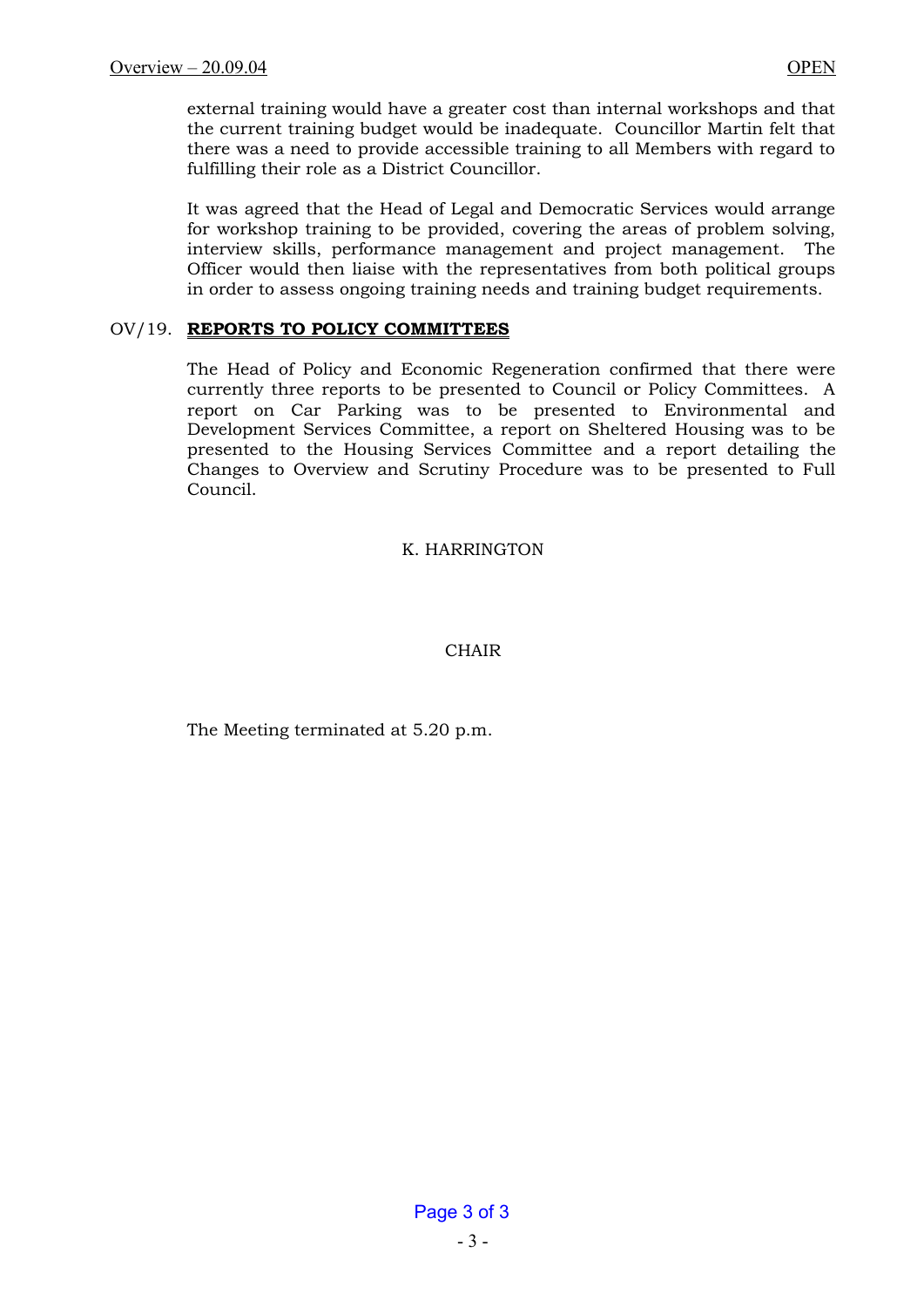external training would have a greater cost than internal workshops and that the current training budget would be inadequate. Councillor Martin felt that there was a need to provide accessible training to all Members with regard to fulfilling their role as a District Councillor.

It was agreed that the Head of Legal and Democratic Services would arrange for workshop training to be provided, covering the areas of problem solving, interview skills, performance management and project management. The Officer would then liaise with the representatives from both political groups in order to assess ongoing training needs and training budget requirements.

OV/19. **REPORTS TO POLICY COMMITTEES**

The Head of Policy and Economic Regeneration confirmed that there were currently three reports to be presented to Council or Policy Committees. A report on Car Parking was to be presented to Environmental and Development Services Committee, a report on Sheltered Housing was to be presented to the Housing Services Committee and a report detailing the Changes to Overview and Scrutiny Procedure was to be presented to Full Council.

K. HARRINGTON

CHAIR

The Meeting terminated at 5.20 p.m.